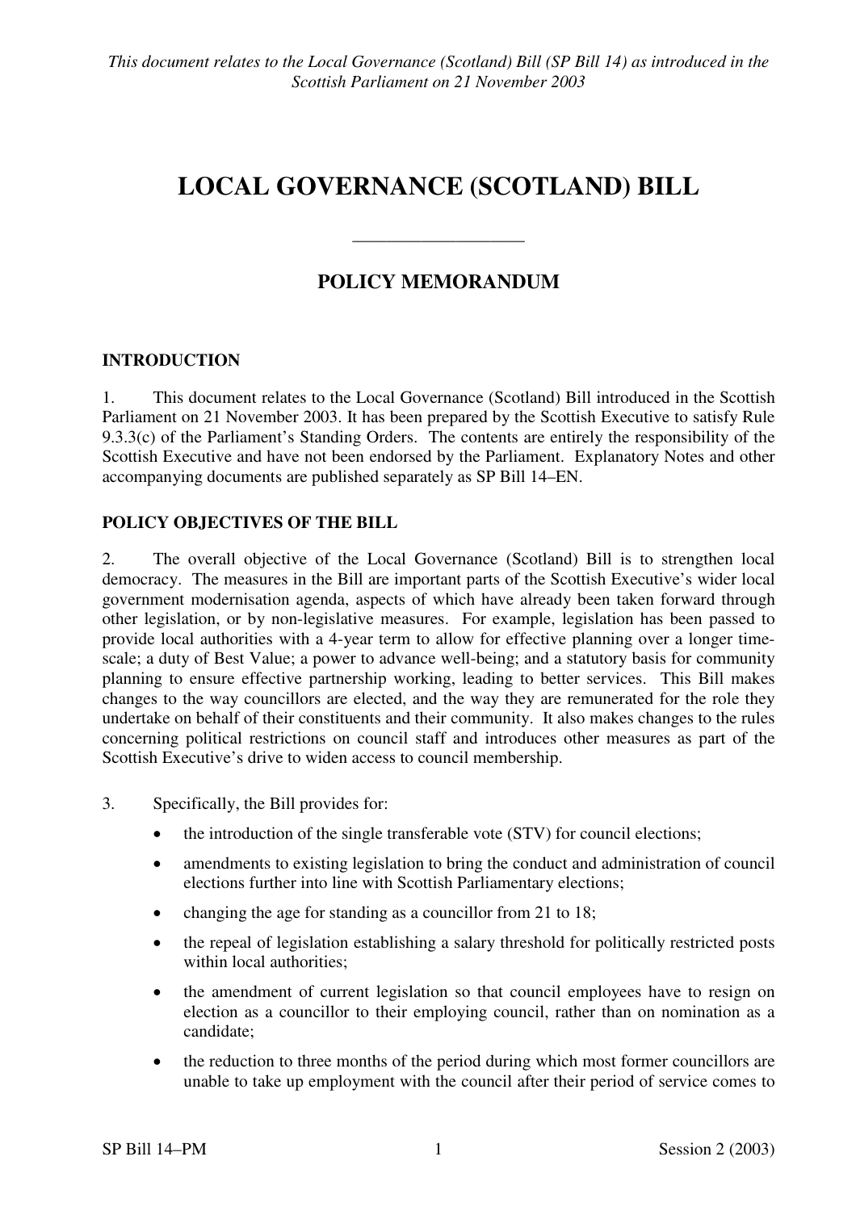*This document relates to the Local Governance (Scotland) Bill (SP Bill 14) as introduced in the Scottish Parliament on 21 November 2003*

# LOCAL GOVERNANCE (SCOTLAND) BILL

---

## POLICY MEMORANDUM

### INTRODUCTION

1. This document relates to the Local Governance (Scotland) Bill introduced in the Scottish Parliament on 21 November 2003. It has been prepared by the Scottish Executive to satisfy Rule 9.3.3(c) of the Parliament's Standing Orders. The contents are entirely the responsibility of the Scottish Executive and have not been endorsed by the Parliament. Explanatory Notes and other accompanying documents are published separately as SP Bill 14–EN.

### POLICY OBJECTIVES OF THE BILL

2. The overall objective of the Local Governance (Scotland) Bill is to strengthen local democracy. The measures in the Bill are important parts of the Scottish Executive's wider local government modernisation agenda, aspects of which have already been taken forward through other legislation, or by non-legislative measures. For example, legislation has been passed to provide local authorities with a 4-year term to allow for effective planning over a longer time-scale; a duty of Best Value; a power to advance well-being; and a statutory basis for community planning to ensure effective partnership working, leading to better services. This Bill makes changes to the way councillors are elected, and the way they are remunerated for the role they undertake on behalf of their constituents and their community. It also makes changes to the rules concerning political restrictions on council staff and introduces other measures as part of the Scottish Executive's drive to widen access to council membership.

3. Specifically, the Bill provides for:

- the introduction of the single transferable vote (STV) for council elections;
- amendments to existing legislation to bring the conduct and administration of council elections further into line with Scottish Parliamentary elections;
- changing the age for standing as a councillor from 21 to 18;
- the repeal of legislation establishing a salary threshold for politically restricted posts within local authorities;
- the amendment of current legislation so that council employees have to resign on election as a councillor to their employing council, rather than on nomination as a candidate;
- the reduction to three months of the period during which most former councillors are unable to take up employment with the council after their period of service comes to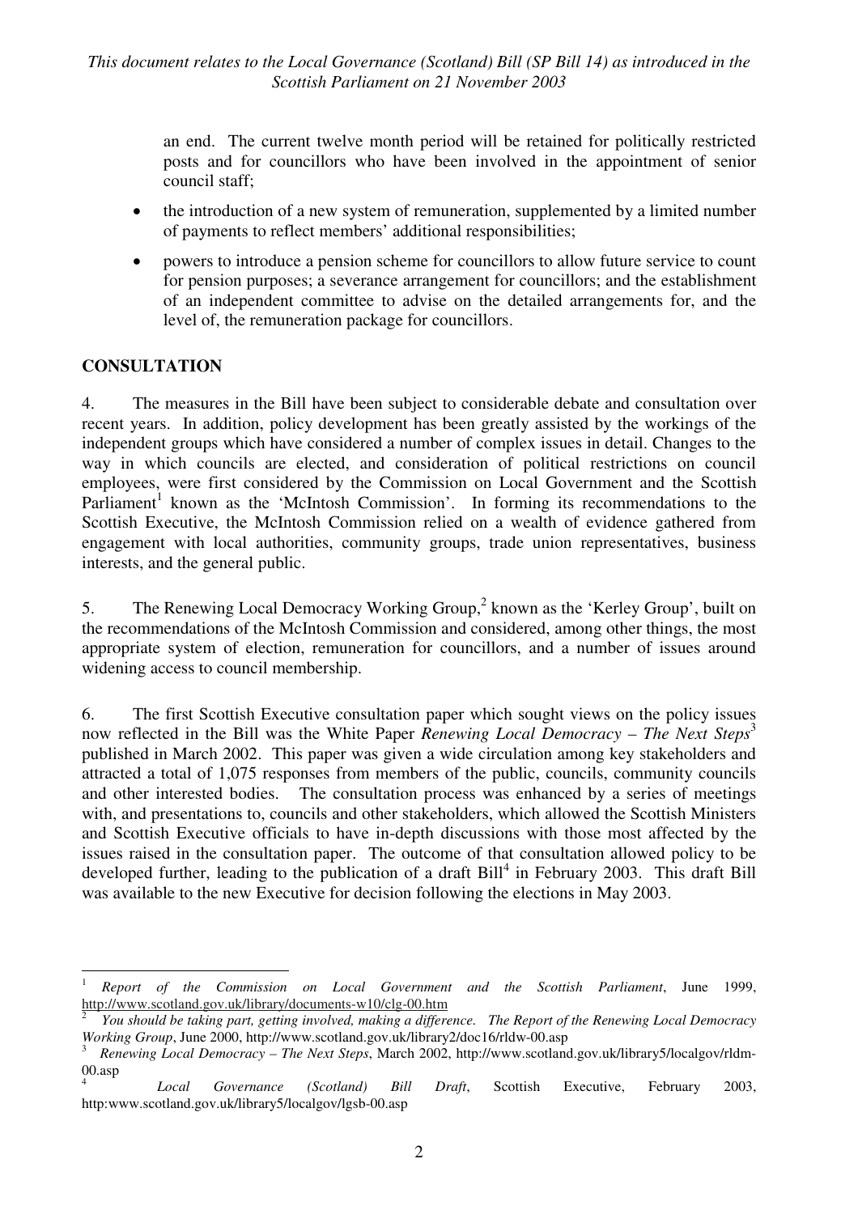an end. The current twelve month period will be retained for politically restricted posts and for councillors who have been involved in the appointment of senior council staff;

- the introduction of a new system of remuneration, supplemented by a limited number of payments to reflect members' additional responsibilities;
- powers to introduce a pension scheme for councillors to allow future service to count for pension purposes; a severance arrangement for councillors; and the establishment of an independent committee to advise on the detailed arrangements for, and the level of, the remuneration package for councillors.

## CONSULTATION

4. The measures in the Bill have been subject to considerable debate and consultation over recent years. In addition, policy development has been greatly assisted by the workings of the independent groups which have considered a number of complex issues in detail. Changes to the way in which councils are elected, and consideration of political restrictions on council employees, were first considered by the Commission on Local Government and the Scottish Parliament[1] known as the 'McIntosh Commission'. In forming its recommendations to the Scottish Executive, the McIntosh Commission relied on a wealth of evidence gathered from engagement with local authorities, community groups, trade union representatives, business interests, and the general public.

5. The Renewing Local Democracy Working Group,[2] known as the 'Kerley Group', built on the recommendations of the McIntosh Commission and considered, among other things, the most appropriate system of election, remuneration for councillors, and a number of issues around widening access to council membership.

6. The first Scottish Executive consultation paper which sought views on the policy issues now reflected in the Bill was the White Paper *Renewing Local Democracy – The Next Steps*[3] published in March 2002. This paper was given a wide circulation among key stakeholders and attracted a total of 1,075 responses from members of the public, councils, community councils and other interested bodies. The consultation process was enhanced by a series of meetings with, and presentations to, councils and other stakeholders, which allowed the Scottish Ministers and Scottish Executive officials to have in-depth discussions with those most affected by the issues raised in the consultation paper. The outcome of that consultation allowed policy to be developed further, leading to the publication of a draft Bill[4] in February 2003. This draft Bill was available to the new Executive for decision following the elections in May 2003.

---

[1] *Report of the Commission on Local Government and the Scottish Parliament*, June 1999, http://www.scotland.gov.uk/library/documents-w10/clg-00.htm

[2] *You should be taking part, getting involved, making a difference. The Report of the Renewing Local Democracy Working Group*, June 2000, http://www.scotland.gov.uk/library2/doc16/rldw-00.asp

[3] *Renewing Local Democracy – The Next Steps*, March 2002, http://www.scotland.gov.uk/library5/localgov/rldm-00.asp

[4] *Local Governance (Scotland) Bill Draft*, Scottish Executive, February 2003, http:www.scotland.gov.uk/library5/localgov/lgsb-00.asp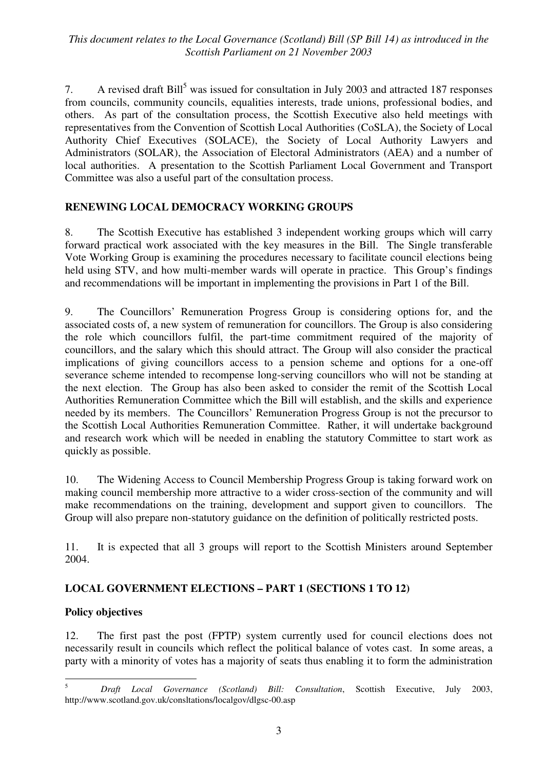7. A revised draft Bill[5] was issued for consultation in July 2003 and attracted 187 responses from councils, community councils, equalities interests, trade unions, professional bodies, and others. As part of the consultation process, the Scottish Executive also held meetings with representatives from the Convention of Scottish Local Authorities (CoSLA), the Society of Local Authority Chief Executives (SOLACE), the Society of Local Authority Lawyers and Administrators (SOLAR), the Association of Electoral Administrators (AEA) and a number of local authorities. A presentation to the Scottish Parliament Local Government and Transport Committee was also a useful part of the consultation process.

## RENEWING LOCAL DEMOCRACY WORKING GROUPS

8. The Scottish Executive has established 3 independent working groups which will carry forward practical work associated with the key measures in the Bill. The Single transferable Vote Working Group is examining the procedures necessary to facilitate council elections being held using STV, and how multi-member wards will operate in practice. This Group's findings and recommendations will be important in implementing the provisions in Part 1 of the Bill.

9. The Councillors' Remuneration Progress Group is considering options for, and the associated costs of, a new system of remuneration for councillors. The Group is also considering the role which councillors fulfil, the part-time commitment required of the majority of councillors, and the salary which this should attract. The Group will also consider the practical implications of giving councillors access to a pension scheme and options for a one-off severance scheme intended to recompense long-serving councillors who will not be standing at the next election. The Group has also been asked to consider the remit of the Scottish Local Authorities Remuneration Committee which the Bill will establish, and the skills and experience needed by its members. The Councillors' Remuneration Progress Group is not the precursor to the Scottish Local Authorities Remuneration Committee. Rather, it will undertake background and research work which will be needed in enabling the statutory Committee to start work as quickly as possible.

10. The Widening Access to Council Membership Progress Group is taking forward work on making council membership more attractive to a wider cross-section of the community and will make recommendations on the training, development and support given to councillors. The Group will also prepare non-statutory guidance on the definition of politically restricted posts.

11. It is expected that all 3 groups will report to the Scottish Ministers around September 2004.

## LOCAL GOVERNMENT ELECTIONS – PART 1 (SECTIONS 1 TO 12)

### Policy objectives

12. The first past the post (FPTP) system currently used for council elections does not necessarily result in councils which reflect the political balance of votes cast. In some areas, a party with a minority of votes has a majority of seats thus enabling it to form the administration

---

[5] *Draft Local Governance (Scotland) Bill: Consultation*, Scottish Executive, July 2003, http://www.scotland.gov.uk/consltations/localgov/dlgsc-00.asp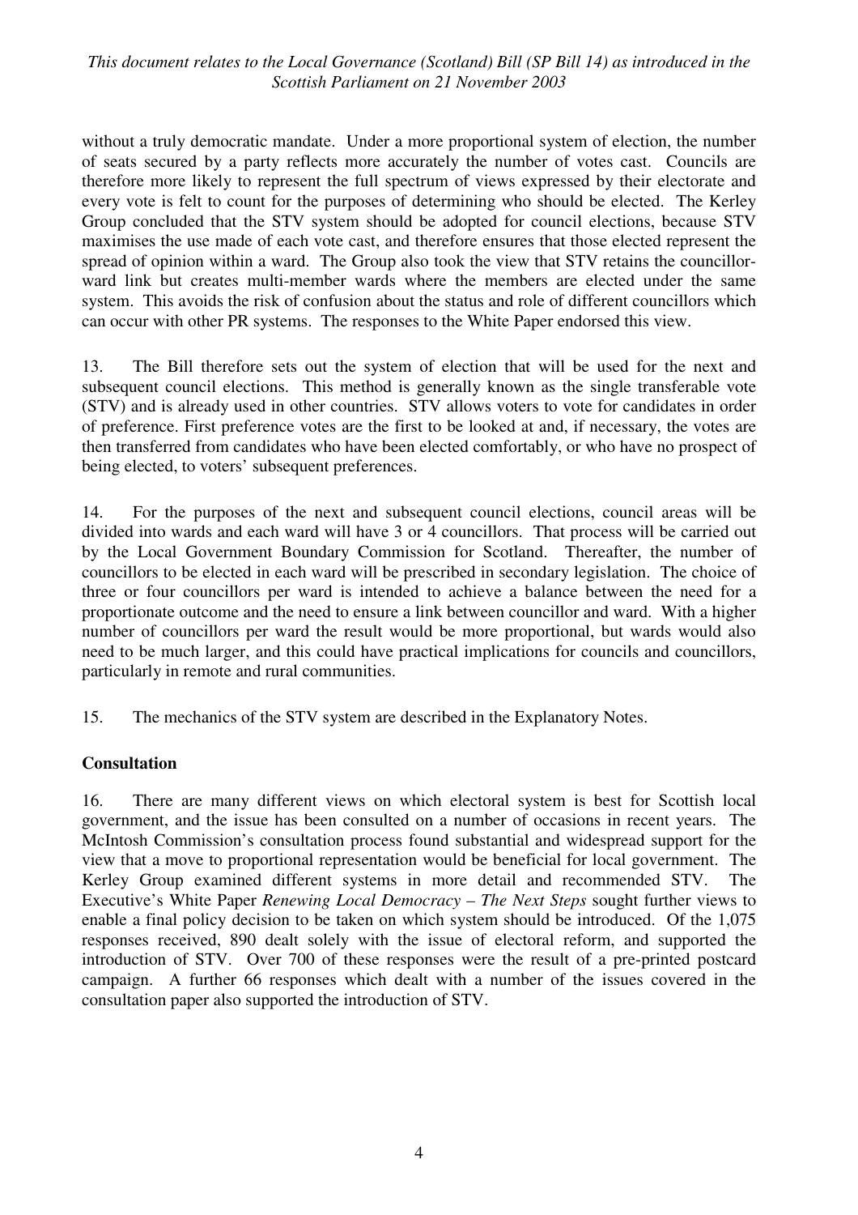without a truly democratic mandate. Under a more proportional system of election, the number of seats secured by a party reflects more accurately the number of votes cast. Councils are therefore more likely to represent the full spectrum of views expressed by their electorate and every vote is felt to count for the purposes of determining who should be elected. The Kerley Group concluded that the STV system should be adopted for council elections, because STV maximises the use made of each vote cast, and therefore ensures that those elected represent the spread of opinion within a ward. The Group also took the view that STV retains the councillor-ward link but creates multi-member wards where the members are elected under the same system. This avoids the risk of confusion about the status and role of different councillors which can occur with other PR systems. The responses to the White Paper endorsed this view.

13. The Bill therefore sets out the system of election that will be used for the next and subsequent council elections. This method is generally known as the single transferable vote (STV) and is already used in other countries. STV allows voters to vote for candidates in order of preference. First preference votes are the first to be looked at and, if necessary, the votes are then transferred from candidates who have been elected comfortably, or who have no prospect of being elected, to voters' subsequent preferences.

14. For the purposes of the next and subsequent council elections, council areas will be divided into wards and each ward will have 3 or 4 councillors. That process will be carried out by the Local Government Boundary Commission for Scotland. Thereafter, the number of councillors to be elected in each ward will be prescribed in secondary legislation. The choice of three or four councillors per ward is intended to achieve a balance between the need for a proportionate outcome and the need to ensure a link between councillor and ward. With a higher number of councillors per ward the result would be more proportional, but wards would also need to be much larger, and this could have practical implications for councils and councillors, particularly in remote and rural communities.

15. The mechanics of the STV system are described in the Explanatory Notes.

**Consultation**

16. There are many different views on which electoral system is best for Scottish local government, and the issue has been consulted on a number of occasions in recent years. The McIntosh Commission's consultation process found substantial and widespread support for the view that a move to proportional representation would be beneficial for local government. The Kerley Group examined different systems in more detail and recommended STV. The Executive's White Paper *Renewing Local Democracy – The Next Steps* sought further views to enable a final policy decision to be taken on which system should be introduced. Of the 1,075 responses received, 890 dealt solely with the issue of electoral reform, and supported the introduction of STV. Over 700 of these responses were the result of a pre-printed postcard campaign. A further 66 responses which dealt with a number of the issues covered in the consultation paper also supported the introduction of STV.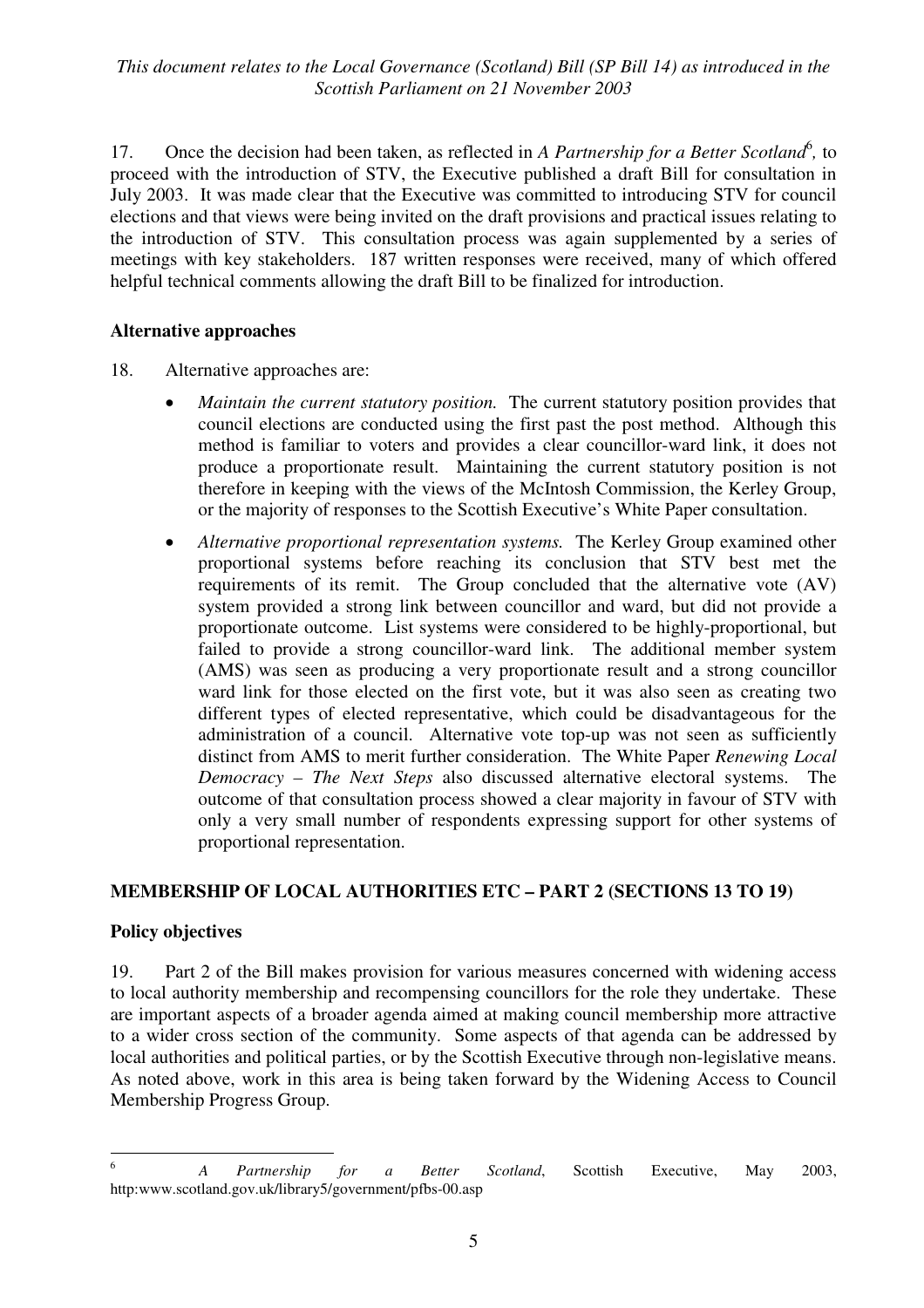17. Once the decision had been taken, as reflected in *A Partnership for a Better Scotland*[6], to proceed with the introduction of STV, the Executive published a draft Bill for consultation in July 2003. It was made clear that the Executive was committed to introducing STV for council elections and that views were being invited on the draft provisions and practical issues relating to the introduction of STV. This consultation process was again supplemented by a series of meetings with key stakeholders. 187 written responses were received, many of which offered helpful technical comments allowing the draft Bill to be finalized for introduction.

**Alternative approaches**

18. Alternative approaches are:

- *Maintain the current statutory position.* The current statutory position provides that council elections are conducted using the first past the post method. Although this method is familiar to voters and provides a clear councillor-ward link, it does not produce a proportionate result. Maintaining the current statutory position is not therefore in keeping with the views of the McIntosh Commission, the Kerley Group, or the majority of responses to the Scottish Executive's White Paper consultation.
- *Alternative proportional representation systems.* The Kerley Group examined other proportional systems before reaching its conclusion that STV best met the requirements of its remit. The Group concluded that the alternative vote (AV) system provided a strong link between councillor and ward, but did not provide a proportionate outcome. List systems were considered to be highly-proportional, but failed to provide a strong councillor-ward link. The additional member system (AMS) was seen as producing a very proportionate result and a strong councillor ward link for those elected on the first vote, but it was also seen as creating two different types of elected representative, which could be disadvantageous for the administration of a council. Alternative vote top-up was not seen as sufficiently distinct from AMS to merit further consideration. The White Paper *Renewing Local Democracy – The Next Steps* also discussed alternative electoral systems. The outcome of that consultation process showed a clear majority in favour of STV with only a very small number of respondents expressing support for other systems of proportional representation.

## MEMBERSHIP OF LOCAL AUTHORITIES ETC – PART 2 (SECTIONS 13 TO 19)

**Policy objectives**

19. Part 2 of the Bill makes provision for various measures concerned with widening access to local authority membership and recompensing councillors for the role they undertake. These are important aspects of a broader agenda aimed at making council membership more attractive to a wider cross section of the community. Some aspects of that agenda can be addressed by local authorities and political parties, or by the Scottish Executive through non-legislative means. As noted above, work in this area is being taken forward by the Widening Access to Council Membership Progress Group.

---

[6] *A Partnership for a Better Scotland*, Scottish Executive, May 2003, http:www.scotland.gov.uk/library5/government/pfbs-00.asp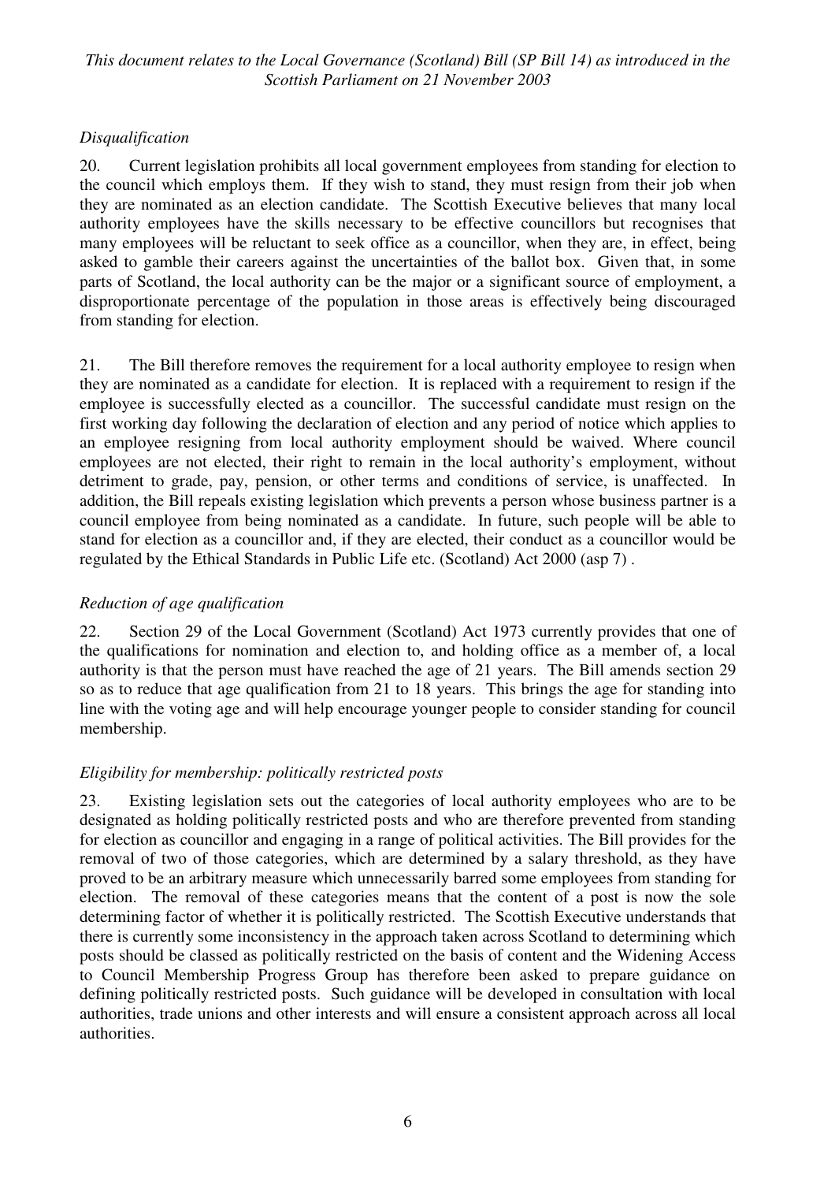*Disqualification*

20. Current legislation prohibits all local government employees from standing for election to the council which employs them. If they wish to stand, they must resign from their job when they are nominated as an election candidate. The Scottish Executive believes that many local authority employees have the skills necessary to be effective councillors but recognises that many employees will be reluctant to seek office as a councillor, when they are, in effect, being asked to gamble their careers against the uncertainties of the ballot box. Given that, in some parts of Scotland, the local authority can be the major or a significant source of employment, a disproportionate percentage of the population in those areas is effectively being discouraged from standing for election.

21. The Bill therefore removes the requirement for a local authority employee to resign when they are nominated as a candidate for election. It is replaced with a requirement to resign if the employee is successfully elected as a councillor. The successful candidate must resign on the first working day following the declaration of election and any period of notice which applies to an employee resigning from local authority employment should be waived. Where council employees are not elected, their right to remain in the local authority's employment, without detriment to grade, pay, pension, or other terms and conditions of service, is unaffected. In addition, the Bill repeals existing legislation which prevents a person whose business partner is a council employee from being nominated as a candidate. In future, such people will be able to stand for election as a councillor and, if they are elected, their conduct as a councillor would be regulated by the Ethical Standards in Public Life etc. (Scotland) Act 2000 (asp 7) .

*Reduction of age qualification*

22. Section 29 of the Local Government (Scotland) Act 1973 currently provides that one of the qualifications for nomination and election to, and holding office as a member of, a local authority is that the person must have reached the age of 21 years. The Bill amends section 29 so as to reduce that age qualification from 21 to 18 years. This brings the age for standing into line with the voting age and will help encourage younger people to consider standing for council membership.

*Eligibility for membership: politically restricted posts*

23. Existing legislation sets out the categories of local authority employees who are to be designated as holding politically restricted posts and who are therefore prevented from standing for election as councillor and engaging in a range of political activities. The Bill provides for the removal of two of those categories, which are determined by a salary threshold, as they have proved to be an arbitrary measure which unnecessarily barred some employees from standing for election. The removal of these categories means that the content of a post is now the sole determining factor of whether it is politically restricted. The Scottish Executive understands that there is currently some inconsistency in the approach taken across Scotland to determining which posts should be classed as politically restricted on the basis of content and the Widening Access to Council Membership Progress Group has therefore been asked to prepare guidance on defining politically restricted posts. Such guidance will be developed in consultation with local authorities, trade unions and other interests and will ensure a consistent approach across all local authorities.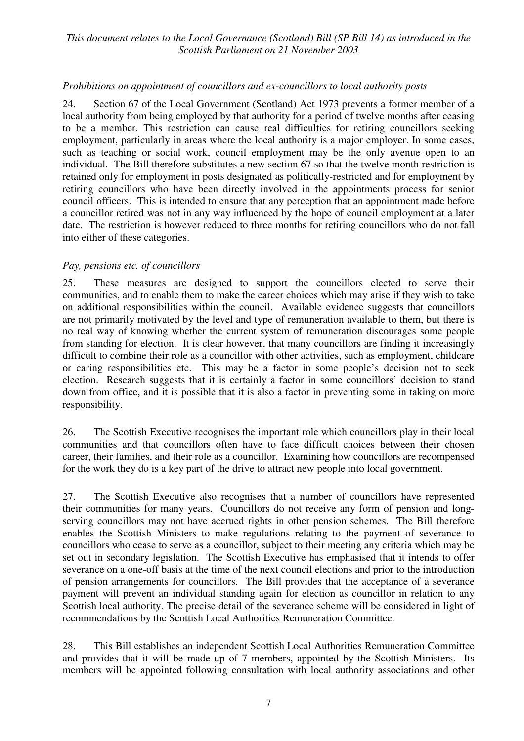*Prohibitions on appointment of councillors and ex-councillors to local authority posts*

24. Section 67 of the Local Government (Scotland) Act 1973 prevents a former member of a local authority from being employed by that authority for a period of twelve months after ceasing to be a member. This restriction can cause real difficulties for retiring councillors seeking employment, particularly in areas where the local authority is a major employer. In some cases, such as teaching or social work, council employment may be the only avenue open to an individual. The Bill therefore substitutes a new section 67 so that the twelve month restriction is retained only for employment in posts designated as politically-restricted and for employment by retiring councillors who have been directly involved in the appointments process for senior council officers. This is intended to ensure that any perception that an appointment made before a councillor retired was not in any way influenced by the hope of council employment at a later date. The restriction is however reduced to three months for retiring councillors who do not fall into either of these categories.

*Pay, pensions etc. of councillors*

25. These measures are designed to support the councillors elected to serve their communities, and to enable them to make the career choices which may arise if they wish to take on additional responsibilities within the council. Available evidence suggests that councillors are not primarily motivated by the level and type of remuneration available to them, but there is no real way of knowing whether the current system of remuneration discourages some people from standing for election. It is clear however, that many councillors are finding it increasingly difficult to combine their role as a councillor with other activities, such as employment, childcare or caring responsibilities etc. This may be a factor in some people's decision not to seek election. Research suggests that it is certainly a factor in some councillors' decision to stand down from office, and it is possible that it is also a factor in preventing some in taking on more responsibility.

26. The Scottish Executive recognises the important role which councillors play in their local communities and that councillors often have to face difficult choices between their chosen career, their families, and their role as a councillor. Examining how councillors are recompensed for the work they do is a key part of the drive to attract new people into local government.

27. The Scottish Executive also recognises that a number of councillors have represented their communities for many years. Councillors do not receive any form of pension and long-serving councillors may not have accrued rights in other pension schemes. The Bill therefore enables the Scottish Ministers to make regulations relating to the payment of severance to councillors who cease to serve as a councillor, subject to their meeting any criteria which may be set out in secondary legislation. The Scottish Executive has emphasised that it intends to offer severance on a one-off basis at the time of the next council elections and prior to the introduction of pension arrangements for councillors. The Bill provides that the acceptance of a severance payment will prevent an individual standing again for election as councillor in relation to any Scottish local authority. The precise detail of the severance scheme will be considered in light of recommendations by the Scottish Local Authorities Remuneration Committee.

28. This Bill establishes an independent Scottish Local Authorities Remuneration Committee and provides that it will be made up of 7 members, appointed by the Scottish Ministers. Its members will be appointed following consultation with local authority associations and other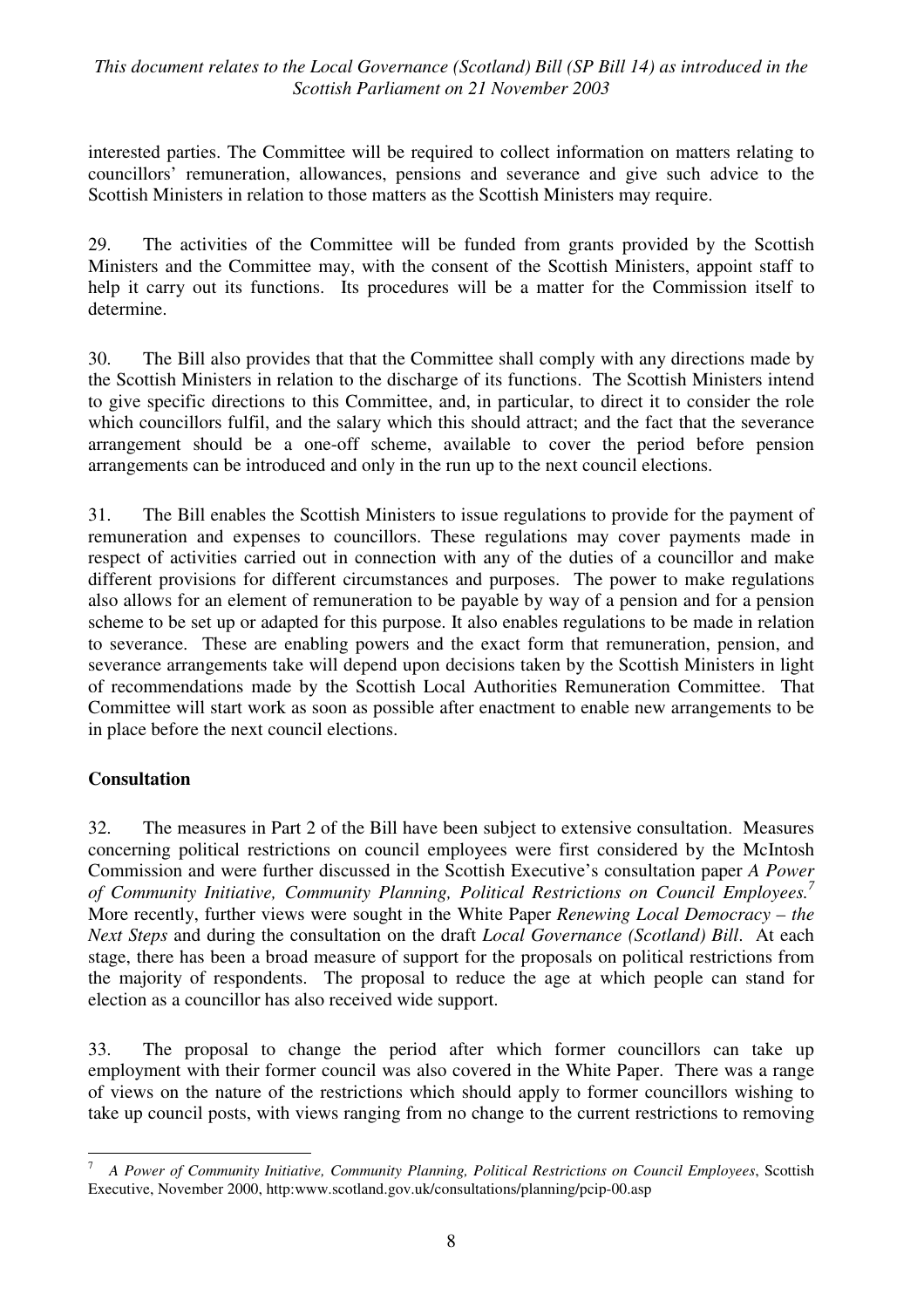interested parties. The Committee will be required to collect information on matters relating to councillors' remuneration, allowances, pensions and severance and give such advice to the Scottish Ministers in relation to those matters as the Scottish Ministers may require.

29. The activities of the Committee will be funded from grants provided by the Scottish Ministers and the Committee may, with the consent of the Scottish Ministers, appoint staff to help it carry out its functions. Its procedures will be a matter for the Commission itself to determine.

30. The Bill also provides that that the Committee shall comply with any directions made by the Scottish Ministers in relation to the discharge of its functions. The Scottish Ministers intend to give specific directions to this Committee, and, in particular, to direct it to consider the role which councillors fulfil, and the salary which this should attract; and the fact that the severance arrangement should be a one-off scheme, available to cover the period before pension arrangements can be introduced and only in the run up to the next council elections.

31. The Bill enables the Scottish Ministers to issue regulations to provide for the payment of remuneration and expenses to councillors. These regulations may cover payments made in respect of activities carried out in connection with any of the duties of a councillor and make different provisions for different circumstances and purposes. The power to make regulations also allows for an element of remuneration to be payable by way of a pension and for a pension scheme to be set up or adapted for this purpose. It also enables regulations to be made in relation to severance. These are enabling powers and the exact form that remuneration, pension, and severance arrangements take will depend upon decisions taken by the Scottish Ministers in light of recommendations made by the Scottish Local Authorities Remuneration Committee. That Committee will start work as soon as possible after enactment to enable new arrangements to be in place before the next council elections.

**Consultation**

32. The measures in Part 2 of the Bill have been subject to extensive consultation. Measures concerning political restrictions on council employees were first considered by the McIntosh Commission and were further discussed in the Scottish Executive's consultation paper *A Power of Community Initiative, Community Planning, Political Restrictions on Council Employees.*[7] More recently, further views were sought in the White Paper *Renewing Local Democracy – the Next Steps* and during the consultation on the draft *Local Governance (Scotland) Bill*. At each stage, there has been a broad measure of support for the proposals on political restrictions from the majority of respondents. The proposal to reduce the age at which people can stand for election as a councillor has also received wide support.

33. The proposal to change the period after which former councillors can take up employment with their former council was also covered in the White Paper. There was a range of views on the nature of the restrictions which should apply to former councillors wishing to take up council posts, with views ranging from no change to the current restrictions to removing

---

[7] *A Power of Community Initiative, Community Planning, Political Restrictions on Council Employees*, Scottish Executive, November 2000, http:www.scotland.gov.uk/consultations/planning/pcip-00.asp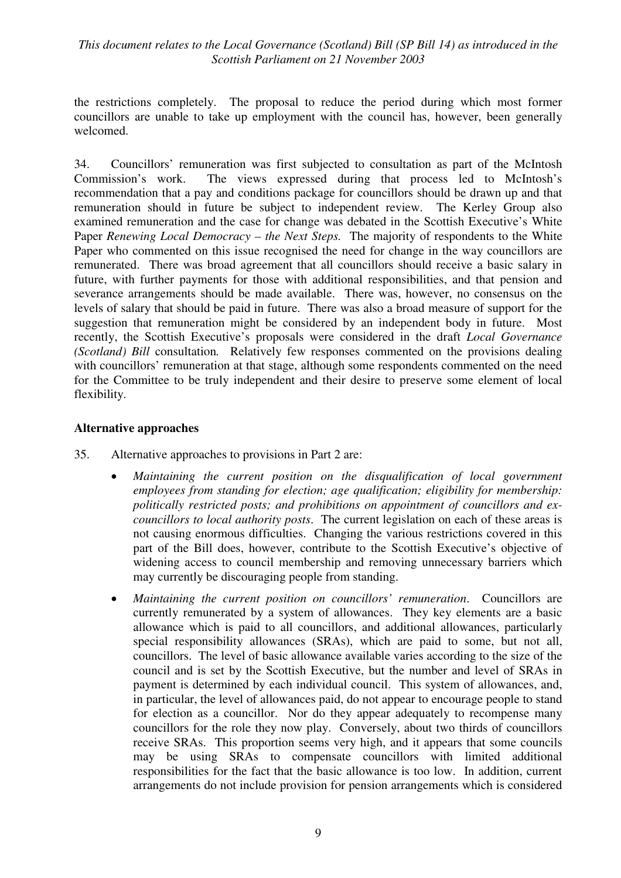the restrictions completely. The proposal to reduce the period during which most former councillors are unable to take up employment with the council has, however, been generally welcomed.

34. Councillors' remuneration was first subjected to consultation as part of the McIntosh Commission's work. The views expressed during that process led to McIntosh's recommendation that a pay and conditions package for councillors should be drawn up and that remuneration should in future be subject to independent review. The Kerley Group also examined remuneration and the case for change was debated in the Scottish Executive's White Paper *Renewing Local Democracy – the Next Steps.* The majority of respondents to the White Paper who commented on this issue recognised the need for change in the way councillors are remunerated. There was broad agreement that all councillors should receive a basic salary in future, with further payments for those with additional responsibilities, and that pension and severance arrangements should be made available. There was, however, no consensus on the levels of salary that should be paid in future. There was also a broad measure of support for the suggestion that remuneration might be considered by an independent body in future. Most recently, the Scottish Executive's proposals were considered in the draft *Local Governance (Scotland) Bill* consultation*.* Relatively few responses commented on the provisions dealing with councillors' remuneration at that stage, although some respondents commented on the need for the Committee to be truly independent and their desire to preserve some element of local flexibility.

**Alternative approaches**

35. Alternative approaches to provisions in Part 2 are:

- *Maintaining the current position on the disqualification of local government employees from standing for election; age qualification; eligibility for membership: politically restricted posts; and prohibitions on appointment of councillors and ex-councillors to local authority posts*. The current legislation on each of these areas is not causing enormous difficulties. Changing the various restrictions covered in this part of the Bill does, however, contribute to the Scottish Executive's objective of widening access to council membership and removing unnecessary barriers which may currently be discouraging people from standing.
- *Maintaining the current position on councillors' remuneration*. Councillors are currently remunerated by a system of allowances. They key elements are a basic allowance which is paid to all councillors, and additional allowances, particularly special responsibility allowances (SRAs), which are paid to some, but not all, councillors. The level of basic allowance available varies according to the size of the council and is set by the Scottish Executive, but the number and level of SRAs in payment is determined by each individual council. This system of allowances, and, in particular, the level of allowances paid, do not appear to encourage people to stand for election as a councillor. Nor do they appear adequately to recompense many councillors for the role they now play. Conversely, about two thirds of councillors receive SRAs. This proportion seems very high, and it appears that some councils may be using SRAs to compensate councillors with limited additional responsibilities for the fact that the basic allowance is too low. In addition, current arrangements do not include provision for pension arrangements which is considered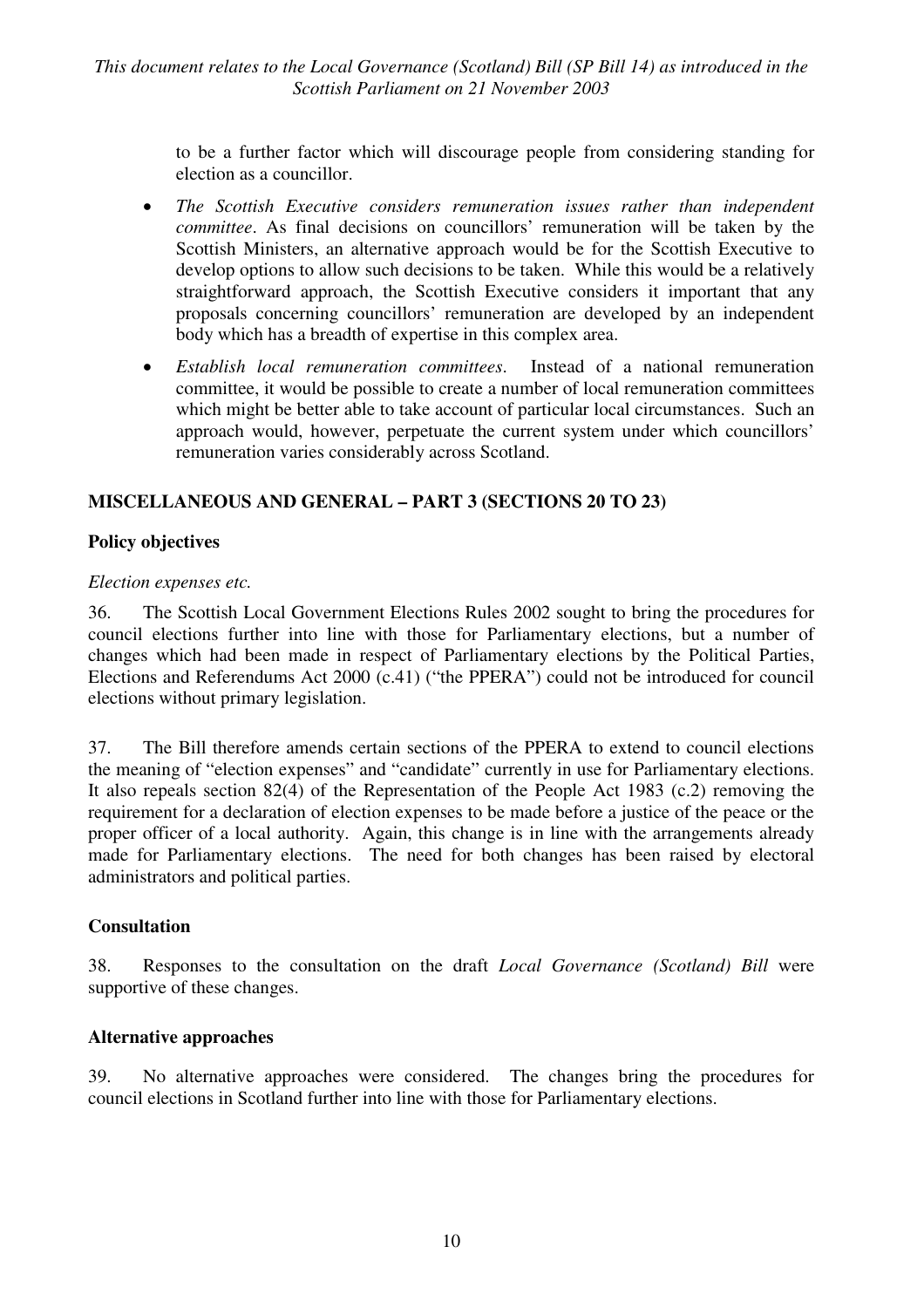to be a further factor which will discourage people from considering standing for election as a councillor.

- *The Scottish Executive considers remuneration issues rather than independent committee*. As final decisions on councillors' remuneration will be taken by the Scottish Ministers, an alternative approach would be for the Scottish Executive to develop options to allow such decisions to be taken. While this would be a relatively straightforward approach, the Scottish Executive considers it important that any proposals concerning councillors' remuneration are developed by an independent body which has a breadth of expertise in this complex area.
- *Establish local remuneration committees*. Instead of a national remuneration committee, it would be possible to create a number of local remuneration committees which might be better able to take account of particular local circumstances. Such an approach would, however, perpetuate the current system under which councillors' remuneration varies considerably across Scotland.

## MISCELLANEOUS AND GENERAL – PART 3 (SECTIONS 20 TO 23)

### Policy objectives

*Election expenses etc.*

36. The Scottish Local Government Elections Rules 2002 sought to bring the procedures for council elections further into line with those for Parliamentary elections, but a number of changes which had been made in respect of Parliamentary elections by the Political Parties, Elections and Referendums Act 2000 (c.41) ("the PPERA") could not be introduced for council elections without primary legislation.

37. The Bill therefore amends certain sections of the PPERA to extend to council elections the meaning of "election expenses" and "candidate" currently in use for Parliamentary elections. It also repeals section 82(4) of the Representation of the People Act 1983 (c.2) removing the requirement for a declaration of election expenses to be made before a justice of the peace or the proper officer of a local authority. Again, this change is in line with the arrangements already made for Parliamentary elections. The need for both changes has been raised by electoral administrators and political parties.

### Consultation

38. Responses to the consultation on the draft *Local Governance (Scotland) Bill* were supportive of these changes.

### Alternative approaches

39. No alternative approaches were considered. The changes bring the procedures for council elections in Scotland further into line with those for Parliamentary elections.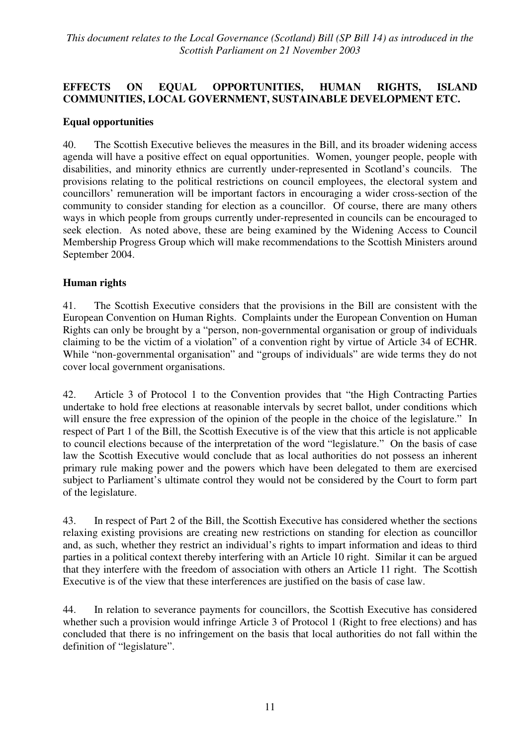*This document relates to the Local Governance (Scotland) Bill (SP Bill 14) as introduced in the Scottish Parliament on 21 November 2003*

## EFFECTS ON EQUAL OPPORTUNITIES, HUMAN RIGHTS, ISLAND COMMUNITIES, LOCAL GOVERNMENT, SUSTAINABLE DEVELOPMENT ETC.

### Equal opportunities

40. The Scottish Executive believes the measures in the Bill, and its broader widening access agenda will have a positive effect on equal opportunities. Women, younger people, people with disabilities, and minority ethnics are currently under-represented in Scotland's councils. The provisions relating to the political restrictions on council employees, the electoral system and councillors' remuneration will be important factors in encouraging a wider cross-section of the community to consider standing for election as a councillor. Of course, there are many others ways in which people from groups currently under-represented in councils can be encouraged to seek election. As noted above, these are being examined by the Widening Access to Council Membership Progress Group which will make recommendations to the Scottish Ministers around September 2004.

### Human rights

41. The Scottish Executive considers that the provisions in the Bill are consistent with the European Convention on Human Rights. Complaints under the European Convention on Human Rights can only be brought by a "person, non-governmental organisation or group of individuals claiming to be the victim of a violation" of a convention right by virtue of Article 34 of ECHR. While "non-governmental organisation" and "groups of individuals" are wide terms they do not cover local government organisations.

42. Article 3 of Protocol 1 to the Convention provides that "the High Contracting Parties undertake to hold free elections at reasonable intervals by secret ballot, under conditions which will ensure the free expression of the opinion of the people in the choice of the legislature." In respect of Part 1 of the Bill, the Scottish Executive is of the view that this article is not applicable to council elections because of the interpretation of the word "legislature." On the basis of case law the Scottish Executive would conclude that as local authorities do not possess an inherent primary rule making power and the powers which have been delegated to them are exercised subject to Parliament's ultimate control they would not be considered by the Court to form part of the legislature.

43. In respect of Part 2 of the Bill, the Scottish Executive has considered whether the sections relaxing existing provisions are creating new restrictions on standing for election as councillor and, as such, whether they restrict an individual's rights to impart information and ideas to third parties in a political context thereby interfering with an Article 10 right. Similar it can be argued that they interfere with the freedom of association with others an Article 11 right. The Scottish Executive is of the view that these interferences are justified on the basis of case law.

44. In relation to severance payments for councillors, the Scottish Executive has considered whether such a provision would infringe Article 3 of Protocol 1 (Right to free elections) and has concluded that there is no infringement on the basis that local authorities do not fall within the definition of "legislature".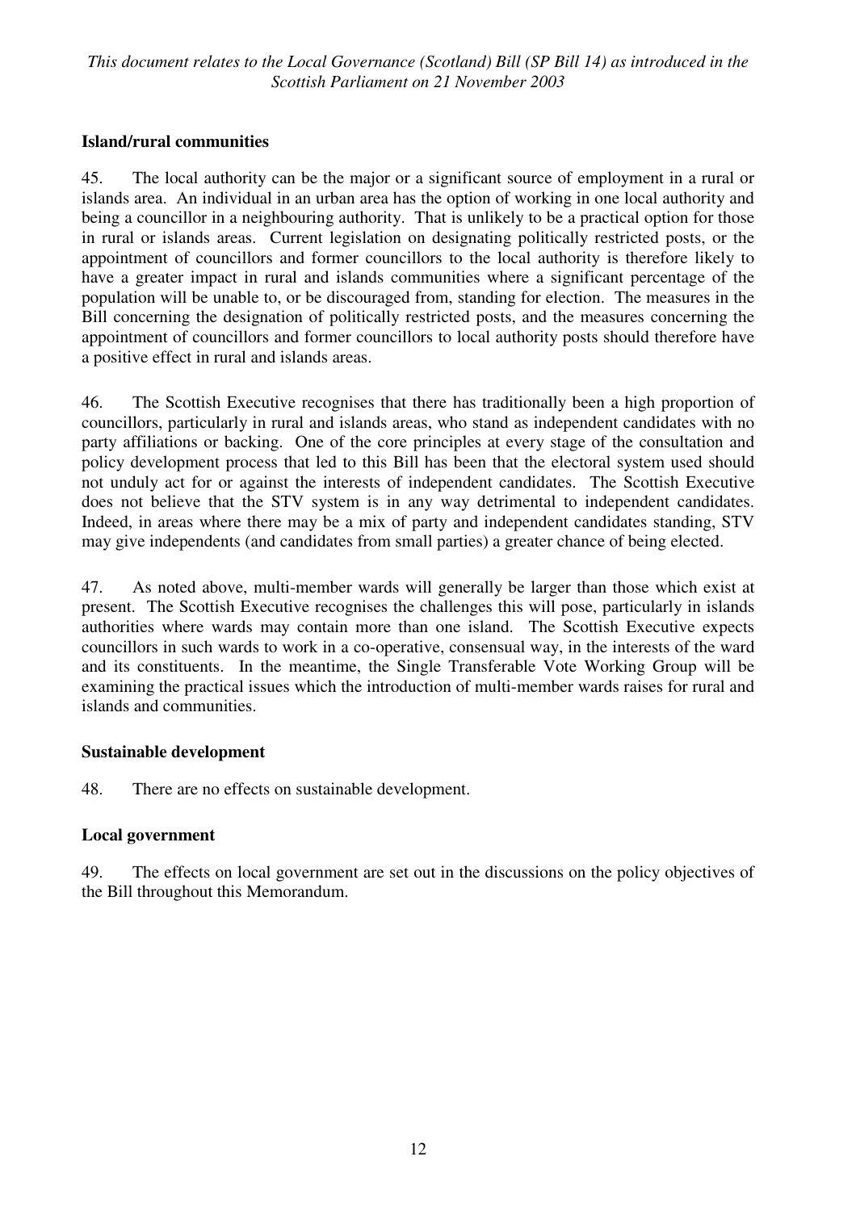### Island/rural communities

45. The local authority can be the major or a significant source of employment in a rural or islands area. An individual in an urban area has the option of working in one local authority and being a councillor in a neighbouring authority. That is unlikely to be a practical option for those in rural or islands areas. Current legislation on designating politically restricted posts, or the appointment of councillors and former councillors to the local authority is therefore likely to have a greater impact in rural and islands communities where a significant percentage of the population will be unable to, or be discouraged from, standing for election. The measures in the Bill concerning the designation of politically restricted posts, and the measures concerning the appointment of councillors and former councillors to local authority posts should therefore have a positive effect in rural and islands areas.

46. The Scottish Executive recognises that there has traditionally been a high proportion of councillors, particularly in rural and islands areas, who stand as independent candidates with no party affiliations or backing. One of the core principles at every stage of the consultation and policy development process that led to this Bill has been that the electoral system used should not unduly act for or against the interests of independent candidates. The Scottish Executive does not believe that the STV system is in any way detrimental to independent candidates. Indeed, in areas where there may be a mix of party and independent candidates standing, STV may give independents (and candidates from small parties) a greater chance of being elected.

47. As noted above, multi-member wards will generally be larger than those which exist at present. The Scottish Executive recognises the challenges this will pose, particularly in islands authorities where wards may contain more than one island. The Scottish Executive expects councillors in such wards to work in a co-operative, consensual way, in the interests of the ward and its constituents. In the meantime, the Single Transferable Vote Working Group will be examining the practical issues which the introduction of multi-member wards raises for rural and islands and communities.

### Sustainable development

48. There are no effects on sustainable development.

### Local government

49. The effects on local government are set out in the discussions on the policy objectives of the Bill throughout this Memorandum.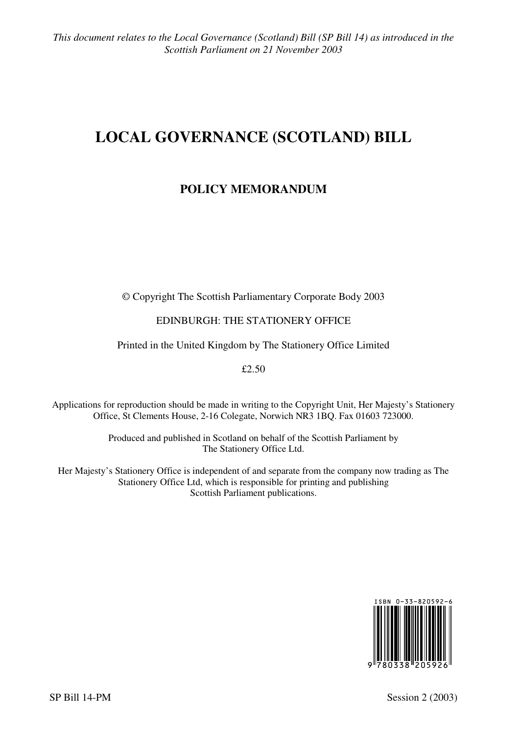*This document relates to the Local Governance (Scotland) Bill (SP Bill 14) as introduced in the Scottish Parliament on 21 November 2003*

# LOCAL GOVERNANCE (SCOTLAND) BILL

## POLICY MEMORANDUM

© Copyright The Scottish Parliamentary Corporate Body 2003

EDINBURGH: THE STATIONERY OFFICE

Printed in the United Kingdom by The Stationery Office Limited

£2.50

Applications for reproduction should be made in writing to the Copyright Unit, Her Majesty's Stationery Office, St Clements House, 2-16 Colegate, Norwich NR3 1BQ. Fax 01603 723000.

Produced and published in Scotland on behalf of the Scottish Parliament by The Stationery Office Ltd.

Her Majesty's Stationery Office is independent of and separate from the company now trading as The Stationery Office Ltd, which is responsible for printing and publishing Scottish Parliament publications.

ISBN 0-33-820592-6

9 780338 205926

SP Bill 14-PM

Session 2 (2003)